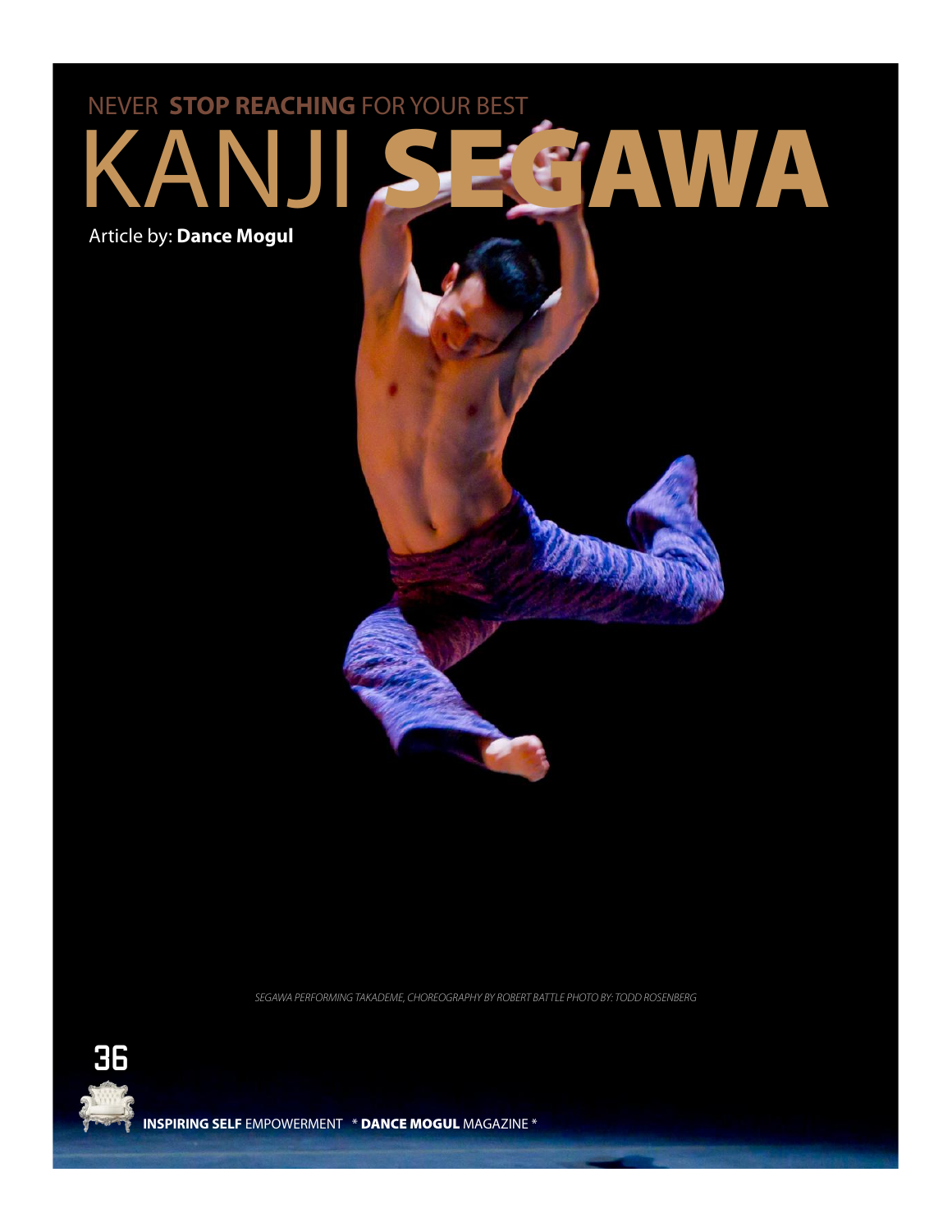NEVER **STOP REACHING** FOR YOUR BEST

# KANJI **SEGAWA**

Article by: **Dance Mogul**

*SEGAWA PERFORMING TAKADEME, CHOREOGRAPHY BY ROBERT BATTLE PHOTO BY: TODD ROSENBERG*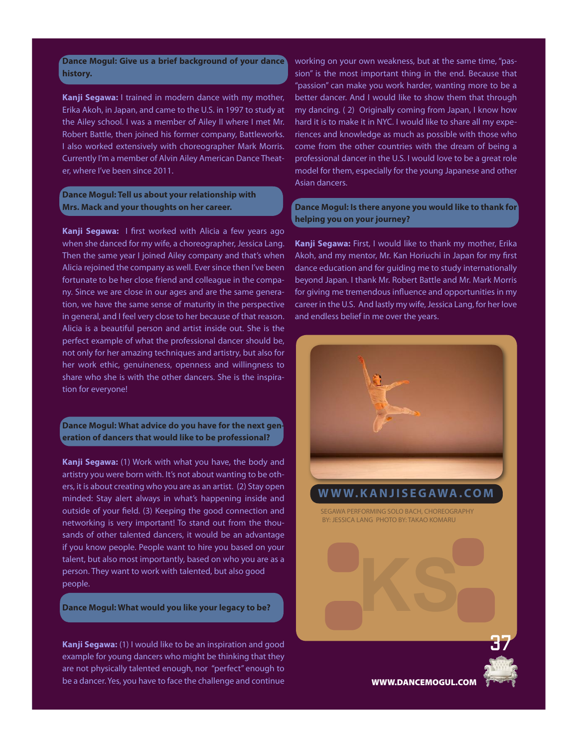**Dance Mogul: Give us a brief background of your dance history.**

**Kanji Segawa:** I trained in modern dance with my mother, Erika Akoh, in Japan, and came to the U.S. in 1997 to study at the Ailey school. I was a member of Ailey II where I met Mr. Robert Battle, then joined his former company, Battleworks. I also worked extensively with choreographer Mark Morris. Currently I'm a member of Alvin Ailey American Dance Theater, where I've been since 2011.

**Dance Mogul: Tell us about your relationship with Mrs. Mack and your thoughts on her career.**

**Kanji Segawa:** I first worked with Alicia a few years ago when she danced for my wife, a choreographer, Jessica Lang. Then the same year I joined Ailey company and that's when Alicia rejoined the company as well. Ever since then I've been fortunate to be her close friend and colleague in the company. Since we are close in our ages and are the same generation, we have the same sense of maturity in the perspective in general, and I feel very close to her because of that reason. Alicia is a beautiful person and artist inside out. She is the perfect example of what the professional dancer should be, not only for her amazing techniques and artistry, but also for her work ethic, genuineness, openness and willingness to share who she is with the other dancers. She is the inspiration for everyone!

**Dance Mogul: What advice do you have for the next generation of dancers that would like to be professional?**

**Kanji Segawa:** (1) Work with what you have, the body and artistry you were born with. It's not about wanting to be others, it is about creating who you are as an artist. (2) Stay open minded: Stay alert always in what's happening inside and outside of your field. (3) Keeping the good connection and networking is very important! To stand out from the thousands of other talented dancers, it would be an advantage if you know people. People want to hire you based on your talent, but also most importantly, based on who you are as a person. They want to work with talented, but also good people.

**Dance Mogul: What would you like your legacy to be?**

**Kanji Segawa:** (1) I would like to be an inspiration and good example for young dancers who might be thinking that they are not physically talented enough, nor "perfect" enough to be a dancer. Yes, you have to face the challenge and continue working on your own weakness, but at the same time, "passion" is the most important thing in the end. Because that "passion" can make you work harder, wanting more to be a better dancer. And I would like to show them that through my dancing. ( 2) Originally coming from Japan, I know how hard it is to make it in NYC. I would like to share all my experiences and knowledge as much as possible with those who come from the other countries with the dream of being a professional dancer in the U.S. I would love to be a great role model for them, especially for the young Japanese and other Asian dancers.

**Dance Mogul: Is there anyone you would like to thank for helping you on your journey?**

**Kanji Segawa:** First, I would like to thank my mother, Erika Akoh, and my mentor, Mr. Kan Horiuchi in Japan for my first dance education and for guiding me to study internationally beyond Japan. I thank Mr. Robert Battle and Mr. Mark Morris for giving me tremendous influence and opportunities in my career in the U.S. And lastly my wife, Jessica Lang, for her love and endless belief in me over the years.

WWW.KANJISEGAWA.COM

SEGAWA PERFORMING SOLO BACH, CHOREOGRAPHY BY: JESSICA LANG PHOTO BY: TAKAO KOMARU

WWW.DANCEMOGUL.COM